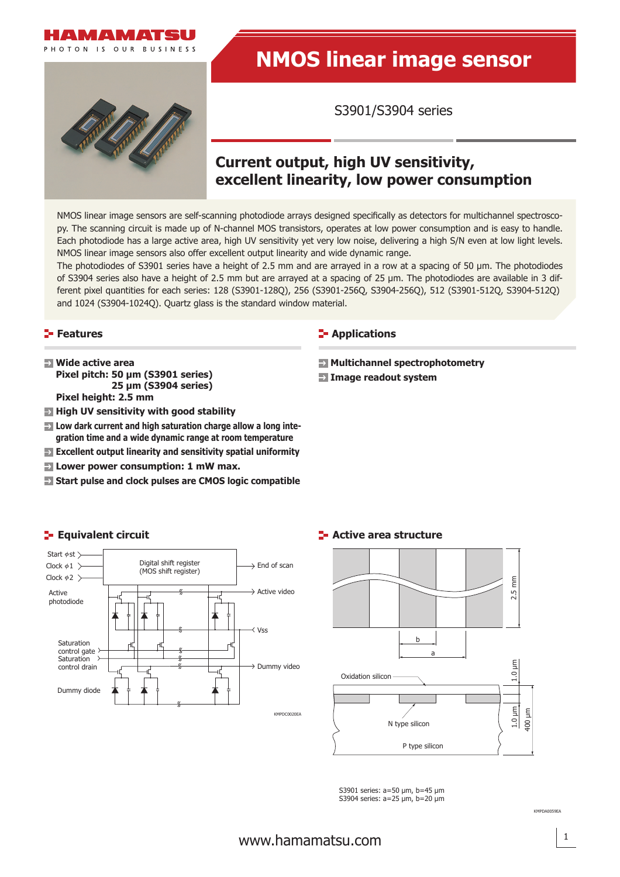# NMOS linear image sensor

S3901/S3904 series

## Current output, high UV sensitivity, excellent linearity, low power consumption

NMOS linear image sensors are self-scanning photodiode arrays designed specifically as detectors for multichannel spectroscopy. The scanning circuit is made up of N-channel MOS transistors, operates at low power consumption and is easy to handle. Each photodiode has a large active area, high UV sensitivity yet very low noise, delivering a high S/N even at low light levels. NMOS linear image sensors also offer excellent output linearity and wide dynamic range.

The photodiodes of S3901 series have a height of 2.5 mm and are arrayed in a row at a spacing of 50 µm. The photodiodes of S3904 series also have a height of 2.5 mm but are arrayed at a spacing of 25 µm. The photodiodes are available in 3 different pixel quantities for each series: 128 (S3901-128Q), 256 (S3901-256Q, S3904-256Q), 512 (S3901-512Q, S3904-512Q) and 1024 (S3904-1024Q). Quartz glass is the standard window material.

## Features

- **Wide active area**
  **Pixel pitch: 50 µm (S3901 series)**
  **25 µm (S3904 series)**
  **Pixel height: 2.5 mm**
- **High UV sensitivity with good stability**
- **Low dark current and high saturation charge allow a long integration time and a wide dynamic range at room temperature**
- **Excellent output linearity and sensitivity spatial uniformity**
- **Lower power consumption: 1 mW max.**
- **Start pulse and clock pulses are CMOS logic compatible**

## Applications

- **Multichannel spectrophotometry**
- **Image readout system**

## Equivalent circuit

Start φst, Clock φ1, Clock φ2, Digital shift register (MOS shift register), End of scan, Active photodiode, Active video, Vss, Saturation control gate, Saturation control drain, Dummy video, Dummy diode

KMPDC0020EA

## Active area structure

2.5 mm, b, a, Oxidation silicon, 1.0 µm, 1.0 µm, 400 µm, N type silicon, P type silicon

S3901 series: a=50 µm, b=45 µm
S3904 series: a=25 µm, b=20 µm

KMPDA0059EA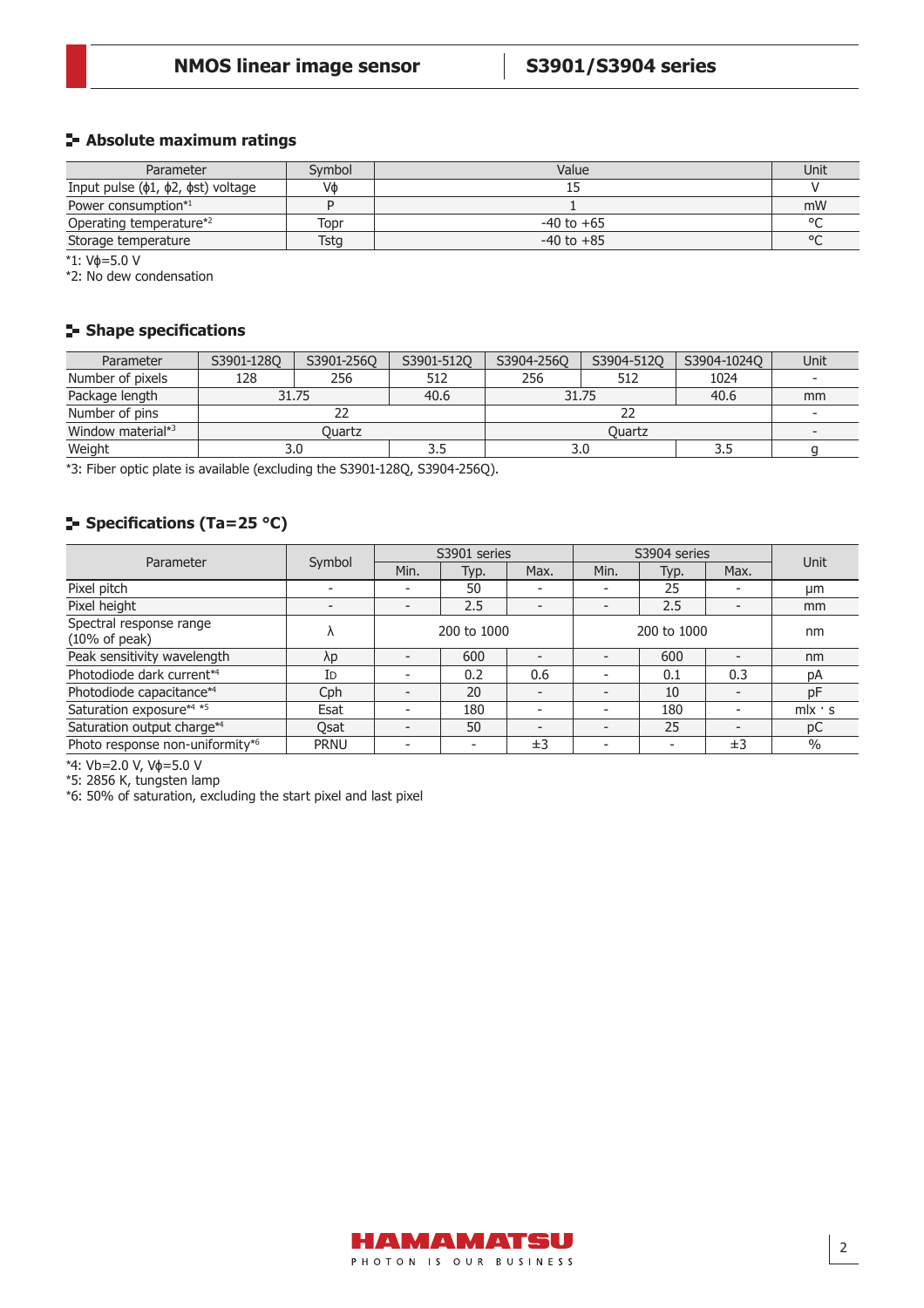## Absolute maximum ratings

| Parameter | Symbol | Value | Unit |
|---|---|---|---|
| Input pulse (ϕ1, ϕ2, ϕst) voltage | Vϕ | 15 | V |
| Power consumption*1 | P | 1 | mW |
| Operating temperature*2 | Topr | -40 to +65 | °C |
| Storage temperature | Tstg | -40 to +85 | °C |

*1: Vϕ=5.0 V
*2: No dew condensation

## Shape specifications

| Parameter | S3901-128Q | S3901-256Q | S3901-512Q | S3904-256Q | S3904-512Q | S3904-1024Q | Unit |
|---|---|---|---|---|---|---|---|
| Number of pixels | 128 | 256 | 512 | 256 | 512 | 1024 | - |
| Package length | 31.75 | | 40.6 | 31.75 | | 40.6 | mm |
| Number of pins | 22 | | | 22 | | | - |
| Window material*3 | Quartz | | | Quartz | | | - |
| Weight | 3.0 | | 3.5 | 3.0 | | 3.5 | g |

*3: Fiber optic plate is available (excluding the S3901-128Q, S3904-256Q).

## Specifications (Ta=25 °C)

| Parameter | Symbol | S3901 series | | | S3904 series | | | Unit |
|---|---|---|---|---|---|---|---|---|
| | | Min. | Typ. | Max. | Min. | Typ. | Max. | |
| Pixel pitch | - | - | 50 | - | - | 25 | - | μm |
| Pixel height | - | - | 2.5 | - | - | 2.5 | - | mm |
| Spectral response range (10% of peak) | λ | 200 to 1000 | | | 200 to 1000 | | | nm |
| Peak sensitivity wavelength | λp | - | 600 | - | - | 600 | - | nm |
| Photodiode dark current*4 | ID | - | 0.2 | 0.6 | - | 0.1 | 0.3 | pA |
| Photodiode capacitance*4 | Cph | - | 20 | - | - | 10 | - | pF |
| Saturation exposure*4 *5 | Esat | - | 180 | - | - | 180 | - | mlx · s |
| Saturation output charge*4 | Qsat | - | 50 | - | - | 25 | - | pC |
| Photo response non-uniformity*6 | PRNU | - | - | ±3 | - | - | ±3 | % |

*4: Vb=2.0 V, Vϕ=5.0 V
*5: 2856 K, tungsten lamp
*6: 50% of saturation, excluding the start pixel and last pixel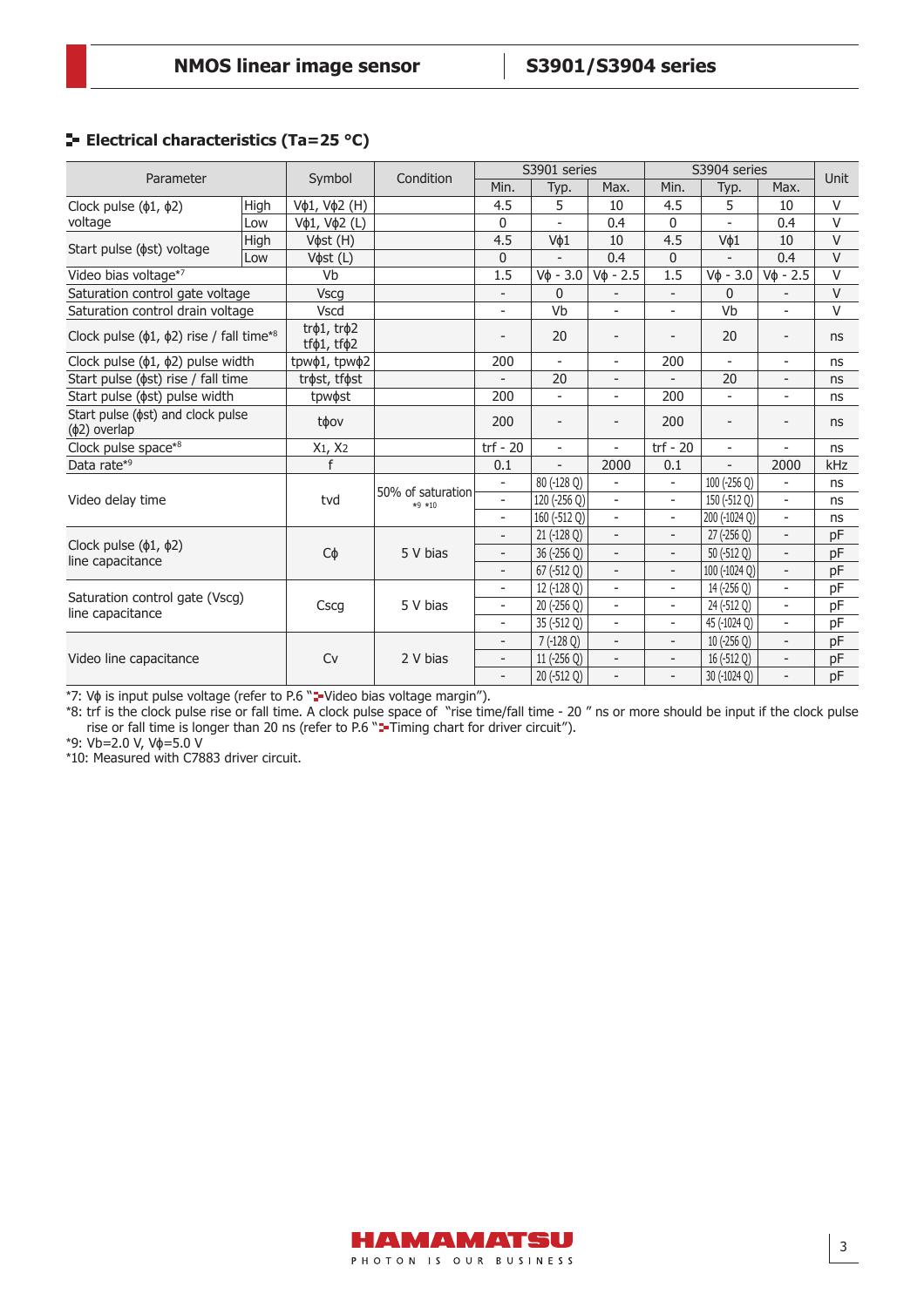## Electrical characteristics (Ta=25 °C)

| Parameter | | Symbol | Condition | S3901 series | | | S3904 series | | | Unit |
|---|---|---|---|---|---|---|---|---|---|---|
| | | | | Min. | Typ. | Max. | Min. | Typ. | Max. | |
| Clock pulse (ϕ1, ϕ2) voltage | High | Vϕ1, Vϕ2 (H) | | 4.5 | 5 | 10 | 4.5 | 5 | 10 | V |
| | Low | Vϕ1, Vϕ2 (L) | | 0 | - | 0.4 | 0 | - | 0.4 | V |
| Start pulse (ϕst) voltage | High | Vϕst (H) | | 4.5 | Vϕ1 | 10 | 4.5 | Vϕ1 | 10 | V |
| | Low | Vϕst (L) | | 0 | - | 0.4 | 0 | - | 0.4 | V |
| Video bias voltage*7 | | Vb | | 1.5 | Vϕ - 3.0 | Vϕ - 2.5 | 1.5 | Vϕ - 3.0 | Vϕ - 2.5 | V |
| Saturation control gate voltage | | Vscg | | - | 0 | - | - | 0 | - | V |
| Saturation control drain voltage | | Vscd | | - | Vb | - | - | Vb | - | V |
| Clock pulse (ϕ1, ϕ2) rise / fall time*8 | | trϕ1, trϕ2 tfϕ1, tfϕ2 | | - | 20 | - | - | 20 | - | ns |
| Clock pulse (ϕ1, ϕ2) pulse width | | tpwϕ1, tpwϕ2 | | 200 | - | - | 200 | - | - | ns |
| Start pulse (ϕst) rise / fall time | | trϕst, tfϕst | | - | 20 | - | - | 20 | - | ns |
| Start pulse (ϕst) pulse width | | tpwϕst | | 200 | - | - | 200 | - | - | ns |
| Start pulse (ϕst) and clock pulse (ϕ2) overlap | | tϕov | | 200 | - | - | 200 | - | - | ns |
| Clock pulse space*8 | | $X_1$, $X_2$ | | trf - 20 | - | - | trf - 20 | - | - | ns |
| Data rate*9 | | f | | 0.1 | - | 2000 | 0.1 | - | 2000 | kHz |
| Video delay time | | tvd | 50% of saturation *9 *10 | - | 80 (-128 Q) | - | - | 100 (-256 Q) | - | ns |
| | | | | - | 120 (-256 Q) | - | - | 150 (-512 Q) | - | ns |
| | | | | - | 160 (-512 Q) | - | - | 200 (-1024 Q) | - | ns |
| Clock pulse (ϕ1, ϕ2) line capacitance | | Cϕ | 5 V bias | - | 21 (-128 Q) | - | - | 27 (-256 Q) | - | pF |
| | | | | - | 36 (-256 Q) | - | - | 50 (-512 Q) | - | pF |
| | | | | - | 67 (-512 Q) | - | - | 100 (-1024 Q) | - | pF |
| Saturation control gate (Vscg) line capacitance | | Cscg | 5 V bias | - | 12 (-128 Q) | - | - | 14 (-256 Q) | - | pF |
| | | | | - | 20 (-256 Q) | - | - | 24 (-512 Q) | - | pF |
| | | | | - | 35 (-512 Q) | - | - | 45 (-1024 Q) | - | pF |
| Video line capacitance | | Cv | 2 V bias | - | 7 (-128 Q) | - | - | 10 (-256 Q) | - | pF |
| | | | | - | 11 (-256 Q) | - | - | 16 (-512 Q) | - | pF |
| | | | | - | 20 (-512 Q) | - | - | 30 (-1024 Q) | - | pF |

*7: Vϕ is input pulse voltage (refer to P.6 "Video bias voltage margin").

*8: trf is the clock pulse rise or fall time. A clock pulse space of "rise time/fall time - 20 " ns or more should be input if the clock pulse rise or fall time is longer than 20 ns (refer to P.6 "Timing chart for driver circuit").

*9: Vb=2.0 V, Vϕ=5.0 V

*10: Measured with C7883 driver circuit.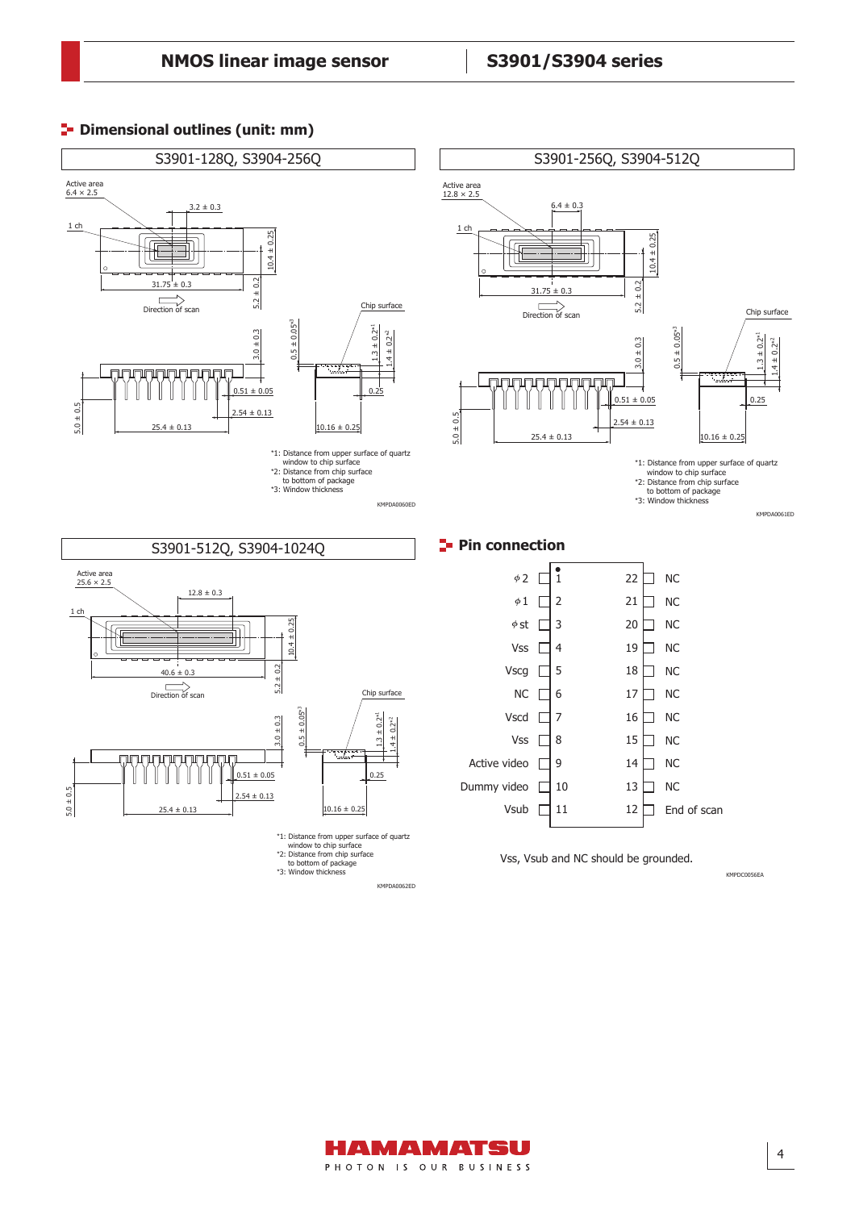## Dimensional outlines (unit: mm)

### S3901-128Q, S3904-256Q

Active area 6.4 × 2.5

3.2 ± 0.3

1 ch

10.4 ± 0.25

31.75 ± 0.3

5.2 ± 0.2

Direction of scan

Chip surface

3.0 ± 0.3

0.5 ± 0.05*3

1.3 ± 0.2*1

1.4 ± 0.2*2

0.51 ± 0.05

0.25

2.54 ± 0.13

5.0 ± 0.5

25.4 ± 0.13

10.16 ± 0.25

*1: Distance from upper surface of quartz window to chip surface
*2: Distance from chip surface to bottom of package
*3: Window thickness

KMPDA0060ED

### S3901-256Q, S3904-512Q

Active area 12.8 × 2.5

6.4 ± 0.3

1 ch

10.4 ± 0.25

31.75 ± 0.3

5.2 ± 0.2

Direction of scan

Chip surface

3.0 ± 0.3

0.5 ± 0.05*3

1.3 ± 0.2*1

1.4 ± 0.2*2

0.51 ± 0.05

0.25

2.54 ± 0.13

5.0 ± 0.5

25.4 ± 0.13

10.16 ± 0.25

*1: Distance from upper surface of quartz window to chip surface
*2: Distance from chip surface to bottom of package
*3: Window thickness

KMPDA0061ED

### S3901-512Q, S3904-1024Q

Active area 25.6 × 2.5

12.8 ± 0.3

1 ch

10.4 ± 0.25

40.6 ± 0.3

5.2 ± 0.2

Direction of scan

Chip surface

3.0 ± 0.3

0.5 ± 0.05*3

1.3 ± 0.2*1

1.4 ± 0.2*2

0.51 ± 0.05

0.25

2.54 ± 0.13

5.0 ± 0.5

25.4 ± 0.13

10.16 ± 0.25

*1: Distance from upper surface of quartz window to chip surface
*2: Distance from chip surface to bottom of package
*3: Window thickness

KMPDA0062ED

## Pin connection

| Signal | Pin | Pin | Signal |
|---|---|---|---|
| φ2 | 1 | 22 | NC |
| φ1 | 2 | 21 | NC |
| φst | 3 | 20 | NC |
| Vss | 4 | 19 | NC |
| Vscg | 5 | 18 | NC |
| NC | 6 | 17 | NC |
| Vscd | 7 | 16 | NC |
| Vss | 8 | 15 | NC |
| Active video | 9 | 14 | NC |
| Dummy video | 10 | 13 | NC |
| Vsub | 11 | 12 | End of scan |

Vss, Vsub and NC should be grounded.

KMPDC0056EA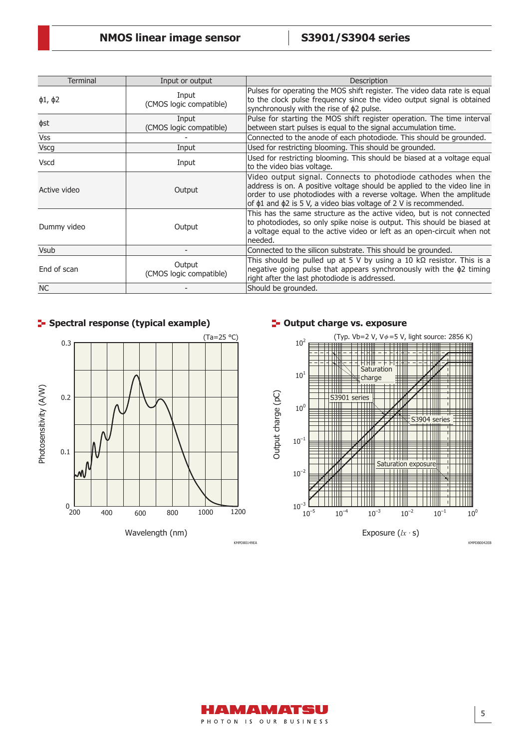| Terminal | Input or output | Description |
|---|---|---|
| ϕ1, ϕ2 | Input (CMOS logic compatible) | Pulses for operating the MOS shift register. The video data rate is equal to the clock pulse frequency since the video output signal is obtained synchronously with the rise of ϕ2 pulse. |
| ϕst | Input (CMOS logic compatible) | Pulse for starting the MOS shift register operation. The time interval between start pulses is equal to the signal accumulation time. |
| Vss | - | Connected to the anode of each photodiode. This should be grounded. |
| Vscg | Input | Used for restricting blooming. This should be grounded. |
| Vscd | Input | Used for restricting blooming. This should be biased at a voltage equal to the video bias voltage. |
| Active video | Output | Video output signal. Connects to photodiode cathodes when the address is on. A positive voltage should be applied to the video line in order to use photodiodes with a reverse voltage. When the amplitude of ϕ1 and ϕ2 is 5 V, a video bias voltage of 2 V is recommended. |
| Dummy video | Output | This has the same structure as the active video, but is not connected to photodiodes, so only spike noise is output. This should be biased at a voltage equal to the active video or left as an open-circuit when not needed. |
| Vsub | - | Connected to the silicon substrate. This should be grounded. |
| End of scan | Output (CMOS logic compatible) | This should be pulled up at 5 V by using a 10 kΩ resistor. This is a negative going pulse that appears synchronously with the ϕ2 timing right after the last photodiode is addressed. |
| NC | - | Should be grounded. |

## Spectral response (typical example)

(Ta=25 °C)

KMPDB0149EA

## Output charge vs. exposure

(Typ. Vb=2 V, Vϕ=5 V, light source: 2856 K)

KMPDB0042EB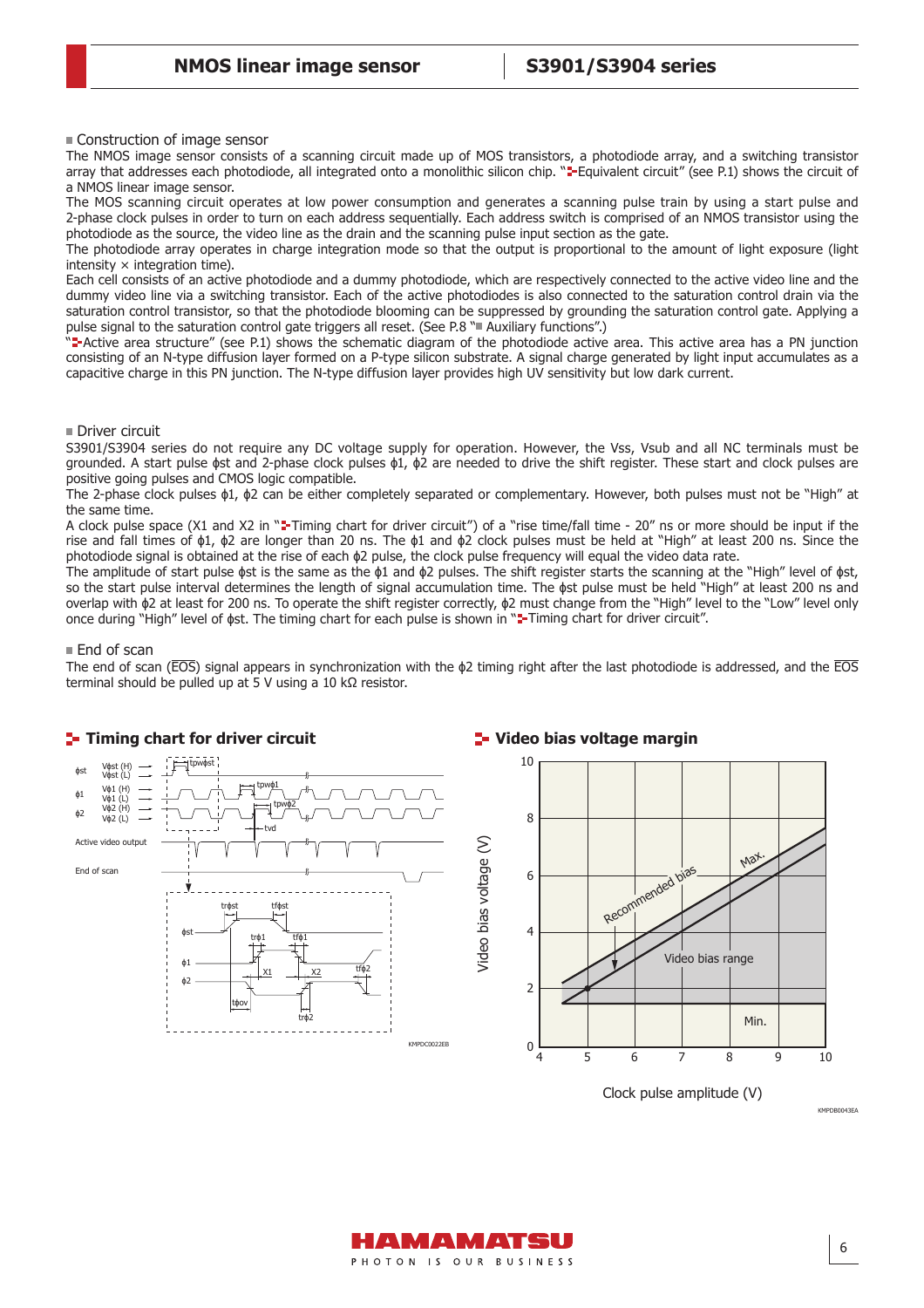## Construction of image sensor

The NMOS image sensor consists of a scanning circuit made up of MOS transistors, a photodiode array, and a switching transistor array that addresses each photodiode, all integrated onto a monolithic silicon chip. "Equivalent circuit" (see P.1) shows the circuit of a NMOS linear image sensor.

The MOS scanning circuit operates at low power consumption and generates a scanning pulse train by using a start pulse and 2-phase clock pulses in order to turn on each address sequentially. Each address switch is comprised of an NMOS transistor using the photodiode as the source, the video line as the drain and the scanning pulse input section as the gate.

The photodiode array operates in charge integration mode so that the output is proportional to the amount of light exposure (light intensity × integration time).

Each cell consists of an active photodiode and a dummy photodiode, which are respectively connected to the active video line and the dummy video line via a switching transistor. Each of the active photodiodes is also connected to the saturation control drain via the saturation control transistor, so that the photodiode blooming can be suppressed by grounding the saturation control gate. Applying a pulse signal to the saturation control gate triggers all reset. (See P.8 "■ Auxiliary functions".)

"Active area structure" (see P.1) shows the schematic diagram of the photodiode active area. This active area has a PN junction consisting of an N-type diffusion layer formed on a P-type silicon substrate. A signal charge generated by light input accumulates as a capacitive charge in this PN junction. The N-type diffusion layer provides high UV sensitivity but low dark current.

## Driver circuit

S3901/S3904 series do not require any DC voltage supply for operation. However, the Vss, Vsub and all NC terminals must be grounded. A start pulse ϕst and 2-phase clock pulses ϕ1, ϕ2 are needed to drive the shift register. These start and clock pulses are positive going pulses and CMOS logic compatible.

The 2-phase clock pulses ϕ1, ϕ2 can be either completely separated or complementary. However, both pulses must not be "High" at the same time.

A clock pulse space (X1 and X2 in "Timing chart for driver circuit") of a "rise time/fall time - 20" ns or more should be input if the rise and fall times of ϕ1, ϕ2 are longer than 20 ns. The ϕ1 and ϕ2 clock pulses must be held at "High" at least 200 ns. Since the photodiode signal is obtained at the rise of each ϕ2 pulse, the clock pulse frequency will equal the video data rate.

The amplitude of start pulse ϕst is the same as the ϕ1 and ϕ2 pulses. The shift register starts the scanning at the "High" level of ϕst, so the start pulse interval determines the length of signal accumulation time. The ϕst pulse must be held "High" at least 200 ns and overlap with ϕ2 at least for 200 ns. To operate the shift register correctly, ϕ2 must change from the "High" level to the "Low" level only once during "High" level of ϕst. The timing chart for each pulse is shown in "Timing chart for driver circuit".

## End of scan

The end of scan ($\overline{EOS}$) signal appears in synchronization with the ϕ2 timing right after the last photodiode is addressed, and the $\overline{EOS}$ terminal should be pulled up at 5 V using a 10 kΩ resistor.

### Timing chart for driver circuit

KMPDC0022EB

### Video bias voltage margin

KMPDB0043EA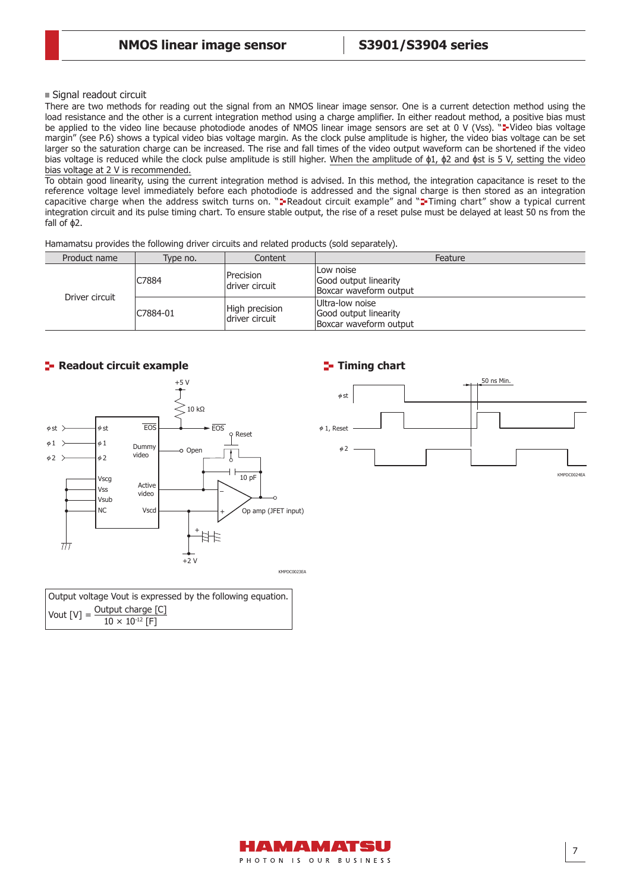## Signal readout circuit

There are two methods for reading out the signal from an NMOS linear image sensor. One is a current detection method using the load resistance and the other is a current integration method using a charge amplifier. In either readout method, a positive bias must be applied to the video line because photodiode anodes of NMOS linear image sensors are set at 0 V (Vss). "Video bias voltage margin" (see P.6) shows a typical video bias voltage margin. As the clock pulse amplitude is higher, the video bias voltage can be set larger so the saturation charge can be increased. The rise and fall times of the video output waveform can be shortened if the video bias voltage is reduced while the clock pulse amplitude is still higher. When the amplitude of ϕ1, ϕ2 and ϕst is 5 V, setting the video bias voltage at 2 V is recommended.

To obtain good linearity, using the current integration method is advised. In this method, the integration capacitance is reset to the reference voltage level immediately before each photodiode is addressed and the signal charge is then stored as an integration capacitive charge when the address switch turns on. "Readout circuit example" and "Timing chart" show a typical current integration circuit and its pulse timing chart. To ensure stable output, the rise of a reset pulse must be delayed at least 50 ns from the fall of ϕ2.

Hamamatsu provides the following driver circuits and related products (sold separately).

| Product name | Type no. | Content | Feature |
|---|---|---|---|
| Driver circuit | C7884 | Precision driver circuit | Low noise<br>Good output linearity<br>Boxcar waveform output |
| | C7884-01 | High precision driver circuit | Ultra-low noise<br>Good output linearity<br>Boxcar waveform output |

### Readout circuit example

ϕst, ϕ1, ϕ2, Vscg, Vss, Vsub, NC, EOS, Dummy video, Active video, Vscd, +5 V, 10 kΩ, Reset, Open, 10 pF, Op amp (JFET input), +2 V

KMPDC0023EA

Output voltage Vout is expressed by the following equation.

$$\text{Vout [V]} = \frac{\text{Output charge [C]}}{10 \times 10^{-12} \text{ [F]}}$$

### Timing chart

ϕst, ϕ1, Reset, ϕ2, 50 ns Min.

KMPDC0024EA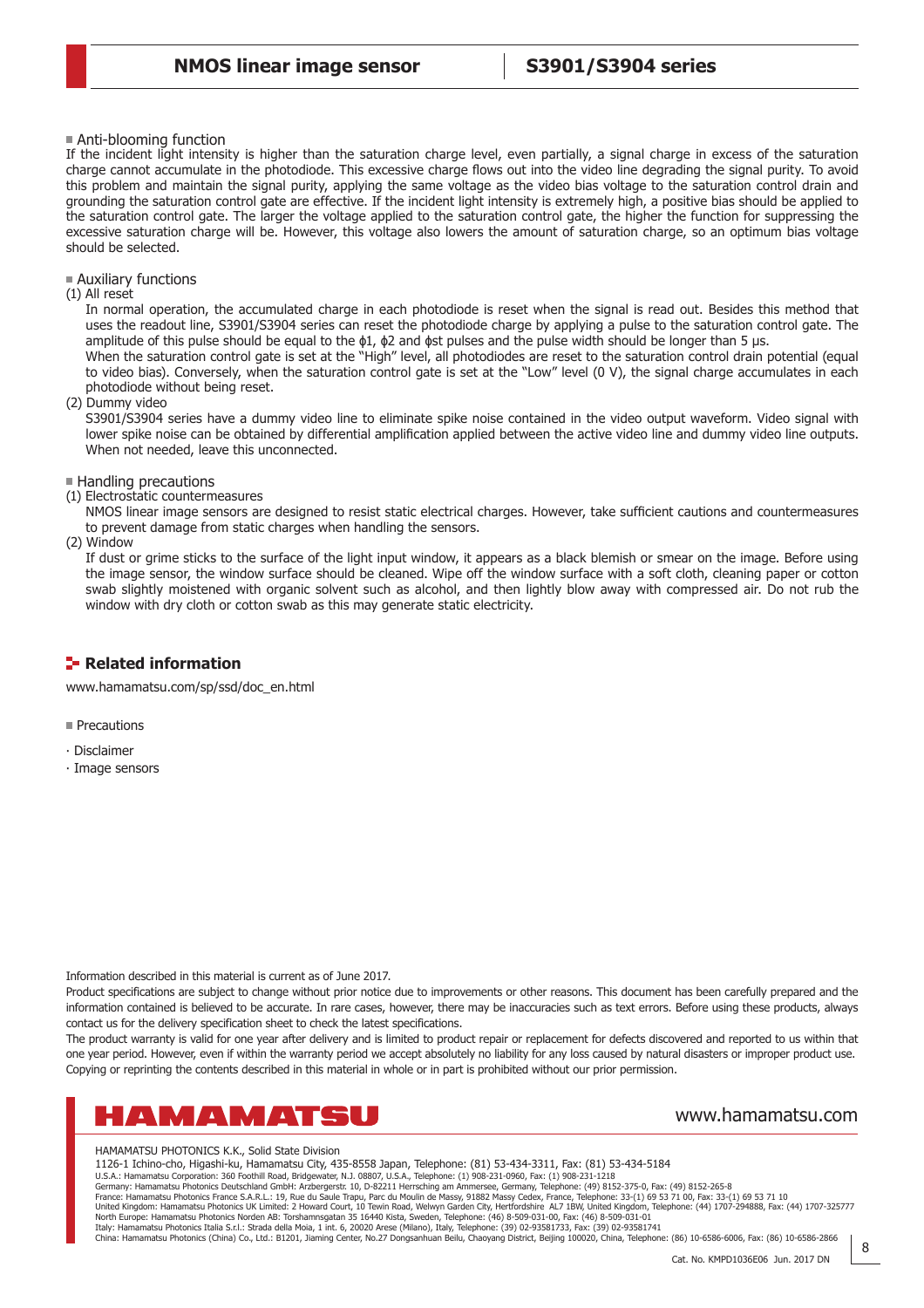## Anti-blooming function

If the incident light intensity is higher than the saturation charge level, even partially, a signal charge in excess of the saturation charge cannot accumulate in the photodiode. This excessive charge flows out into the video line degrading the signal purity. To avoid this problem and maintain the signal purity, applying the same voltage as the video bias voltage to the saturation control drain and grounding the saturation control gate are effective. If the incident light intensity is extremely high, a positive bias should be applied to the saturation control gate. The larger the voltage applied to the saturation control gate, the higher the function for suppressing the excessive saturation charge will be. However, this voltage also lowers the amount of saturation charge, so an optimum bias voltage should be selected.

## Auxiliary functions

(1) All reset

In normal operation, the accumulated charge in each photodiode is reset when the signal is read out. Besides this method that uses the readout line, S3901/S3904 series can reset the photodiode charge by applying a pulse to the saturation control gate. The amplitude of this pulse should be equal to the $\phi 1$, $\phi 2$ and $\phi st$ pulses and the pulse width should be longer than 5 μs.

When the saturation control gate is set at the "High" level, all photodiodes are reset to the saturation control drain potential (equal to video bias). Conversely, when the saturation control gate is set at the "Low" level (0 V), the signal charge accumulates in each photodiode without being reset.

(2) Dummy video

S3901/S3904 series have a dummy video line to eliminate spike noise contained in the video output waveform. Video signal with lower spike noise can be obtained by differential amplification applied between the active video line and dummy video line outputs. When not needed, leave this unconnected.

## Handling precautions

(1) Electrostatic countermeasures

NMOS linear image sensors are designed to resist static electrical charges. However, take sufficient cautions and countermeasures to prevent damage from static charges when handling the sensors.

(2) Window

If dust or grime sticks to the surface of the light input window, it appears as a black blemish or smear on the image. Before using the image sensor, the window surface should be cleaned. Wipe off the window surface with a soft cloth, cleaning paper or cotton swab slightly moistened with organic solvent such as alcohol, and then lightly blow away with compressed air. Do not rub the window with dry cloth or cotton swab as this may generate static electricity.

# Related information

www.hamamatsu.com/sp/ssd/doc_en.html

## Precautions

- Disclaimer
- Image sensors

Information described in this material is current as of June 2017.

Product specifications are subject to change without prior notice due to improvements or other reasons. This document has been carefully prepared and the information contained is believed to be accurate. In rare cases, however, there may be inaccuracies such as text errors. Before using these products, always contact us for the delivery specification sheet to check the latest specifications.

The product warranty is valid for one year after delivery and is limited to product repair or replacement for defects discovered and reported to us within that one year period. However, even if within the warranty period we accept absolutely no liability for any loss caused by natural disasters or improper product use.

Copying or reprinting the contents described in this material in whole or in part is prohibited without our prior permission.

HAMAMATSU

www.hamamatsu.com

HAMAMATSU PHOTONICS K.K., Solid State Division

1126-1 Ichino-cho, Higashi-ku, Hamamatsu City, 435-8558 Japan, Telephone: (81) 53-434-3311, Fax: (81) 53-434-5184

U.S.A.: Hamamatsu Corporation: 360 Foothill Road, Bridgewater, N.J. 08807, U.S.A., Telephone: (1) 908-231-0960, Fax: (1) 908-231-1218

Germany: Hamamatsu Photonics Deutschland GmbH: Arzbergerstr. 10, D-82211 Herrsching am Ammersee, Germany, Telephone: (49) 8152-375-0, Fax: (49) 8152-265-8

France: Hamamatsu Photonics France S.A.R.L.: 19, Rue du Saule Trapu, Parc du Moulin de Massy, 91882 Massy Cedex, France, Telephone: 33-(1) 69 53 71 00, Fax: 33-(1) 69 53 71 10

United Kingdom: Hamamatsu Photonics UK Limited: 2 Howard Court, 10 Tewin Road, Welwyn Garden City, Hertfordshire AL7 1BW, United Kingdom, Telephone: (44) 1707-294888, Fax: (44) 1707-325777

North Europe: Hamamatsu Photonics Norden AB: Torshamnsgatan 35 16440 Kista, Sweden, Telephone: (46) 8-509-031-00, Fax: (46) 8-509-031-01

Italy: Hamamatsu Photonics Italia S.r.l.: Strada della Moia, 1 int. 6, 20020 Arese (Milano), Italy, Telephone: (39) 02-93581733, Fax: (39) 02-93581741

China: Hamamatsu Photonics (China) Co., Ltd.: B1201, Jiaming Center, No.27 Dongsanhuan Beilu, Chaoyang District, Beijing 100020, China, Telephone: (86) 10-6586-6006, Fax: (86) 10-6586-2866

Cat. No. KMPD1036E06 Jun. 2017 DN